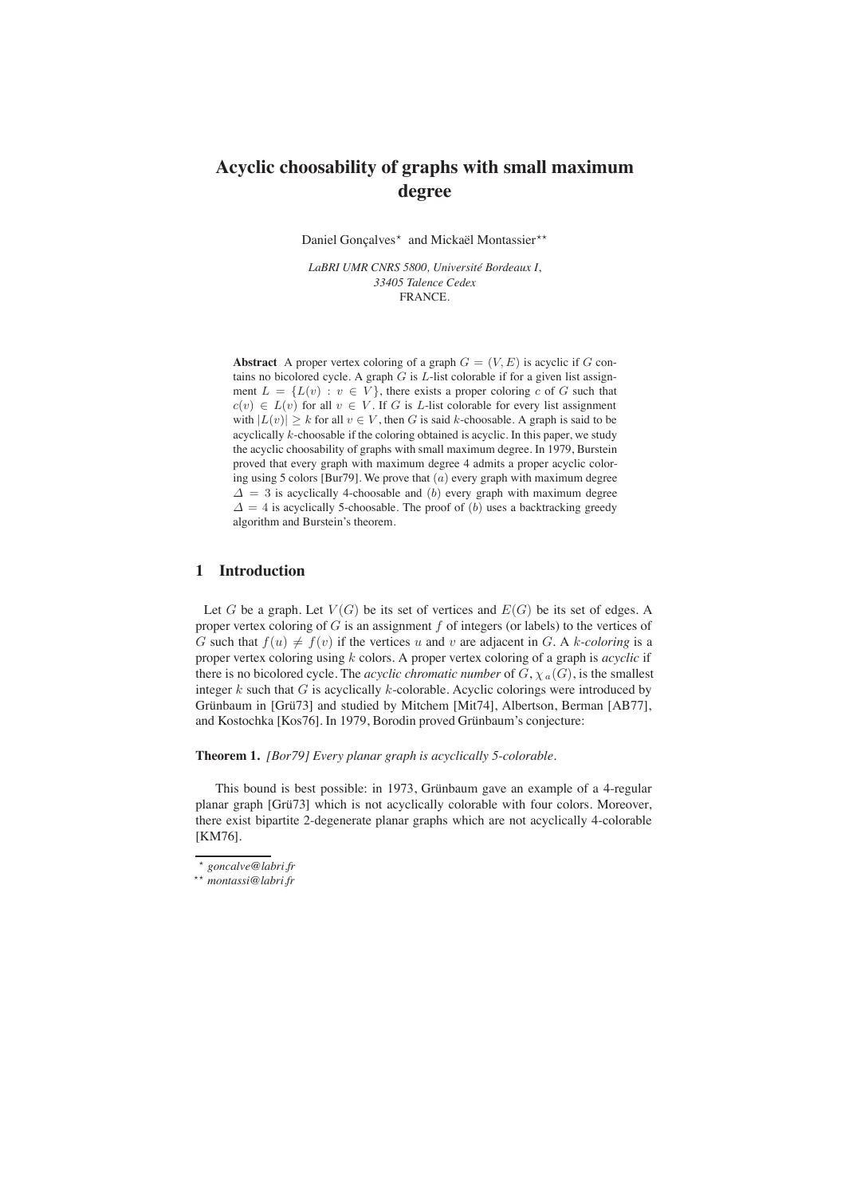# Acyclic choosability of graphs with small maximum degree

Daniel Gonçalves* and Mickaël Montassier**

*LaBRI UMR CNRS 5800, Université Bordeaux I,*
*33405 Talence Cedex*
FRANCE.

**Abstract** A proper vertex coloring of a graph $G = (V, E)$ is acyclic if $G$ contains no bicolored cycle. A graph $G$ is $L$-list colorable if for a given list assignment $L = \{L(v) : v \in V\}$, there exists a proper coloring $c$ of $G$ such that $c(v) \in L(v)$ for all $v \in V$. If $G$ is $L$-list colorable for every list assignment with $|L(v)| \geq k$ for all $v \in V$, then $G$ is said $k$-choosable. A graph is said to be acyclically $k$-choosable if the coloring obtained is acyclic. In this paper, we study the acyclic choosability of graphs with small maximum degree. In 1979, Burstein proved that every graph with maximum degree 4 admits a proper acyclic coloring using 5 colors [Bur79]. We prove that $(a)$ every graph with maximum degree $\Delta = 3$ is acyclically 4-choosable and $(b)$ every graph with maximum degree $\Delta = 4$ is acyclically 5-choosable. The proof of $(b)$ uses a backtracking greedy algorithm and Burstein's theorem.

## 1 Introduction

Let $G$ be a graph. Let $V(G)$ be its set of vertices and $E(G)$ be its set of edges. A proper vertex coloring of $G$ is an assignment $f$ of integers (or labels) to the vertices of $G$ such that $f(u) \neq f(v)$ if the vertices $u$ and $v$ are adjacent in $G$. A *$k$-coloring* is a proper vertex coloring using $k$ colors. A proper vertex coloring of a graph is *acyclic* if there is no bicolored cycle. The *acyclic chromatic number* of $G$, $\chi_a(G)$, is the smallest integer $k$ such that $G$ is acyclically $k$-colorable. Acyclic colorings were introduced by Grünbaum in [Grü73] and studied by Mitchem [Mit74], Albertson, Berman [AB77], and Kostochka [Kos76]. In 1979, Borodin proved Grünbaum's conjecture:

**Theorem 1.** *[Bor79] Every planar graph is acyclically 5-colorable.*

This bound is best possible: in 1973, Grünbaum gave an example of a 4-regular planar graph [Grü73] which is not acyclically colorable with four colors. Moreover, there exist bipartite 2-degenerate planar graphs which are not acyclically 4-colorable [KM76].

* *goncalve@labri.fr*
** *montassi@labri.fr*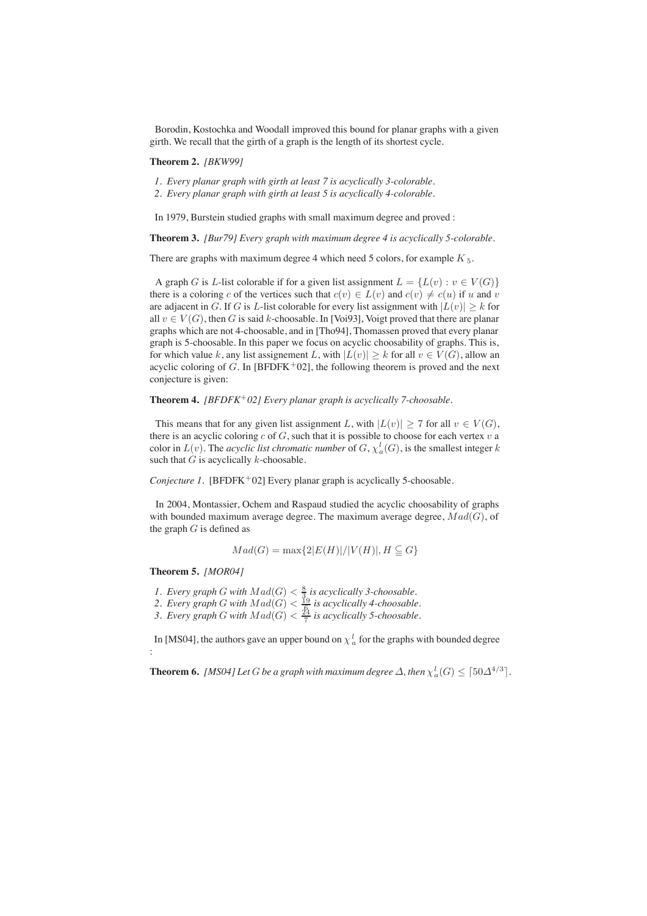Borodin, Kostochka and Woodall improved this bound for planar graphs with a given girth. We recall that the girth of a graph is the length of its shortest cycle.

**Theorem 2.** *[BKW99]*

1. *Every planar graph with girth at least 7 is acyclically 3-colorable.*
2. *Every planar graph with girth at least 5 is acyclically 4-colorable.*

In 1979, Burstein studied graphs with small maximum degree and proved :

**Theorem 3.** *[Bur79] Every graph with maximum degree 4 is acyclically 5-colorable.*

There are graphs with maximum degree 4 which need 5 colors, for example $K_5$.

A graph $G$ is $L$-list colorable if for a given list assignment $L = \{L(v) : v \in V(G)\}$ there is a coloring $c$ of the vertices such that $c(v) \in L(v)$ and $c(v) \neq c(u)$ if $u$ and $v$ are adjacent in $G$. If $G$ is $L$-list colorable for every list assignment with $|L(v)| \geq k$ for all $v \in V(G)$, then $G$ is said $k$-choosable. In [Voi93], Voigt proved that there are planar graphs which are not 4-choosable, and in [Tho94], Thomassen proved that every planar graph is 5-choosable. In this paper we focus on acyclic choosability of graphs. This is, for which value $k$, any list assignement $L$, with $|L(v)| \geq k$ for all $v \in V(G)$, allow an acyclic coloring of $G$. In [BFDFK$^+$02], the following theorem is proved and the next conjecture is given:

**Theorem 4.** *[BFDFK$^+$02] Every planar graph is acyclically 7-choosable.*

This means that for any given list assignment $L$, with $|L(v)| \geq 7$ for all $v \in V(G)$, there is an acyclic coloring $c$ of $G$, such that it is possible to choose for each vertex $v$ a color in $L(v)$. The *acyclic list chromatic number* of $G$, $\chi_a^l(G)$, is the smallest integer $k$ such that $G$ is acyclically $k$-choosable.

*Conjecture 1.* [BFDFK$^+$02] Every planar graph is acyclically 5-choosable.

In 2004, Montassier, Ochem and Raspaud studied the acyclic choosability of graphs with bounded maximum average degree. The maximum average degree, $Mad(G)$, of the graph $G$ is defined as

$$Mad(G) = \max\{2|E(H)|/|V(H)|, H \subseteq G\}$$

**Theorem 5.** *[MOR04]*

1. *Every graph $G$ with $Mad(G) < \frac{8}{3}$ is acyclically 3-choosable.*
2. *Every graph $G$ with $Mad(G) < \frac{19}{6}$ is acyclically 4-choosable.*
3. *Every graph $G$ with $Mad(G) < \frac{24}{7}$ is acyclically 5-choosable.*

In [MS04], the authors gave an upper bound on $\chi_a^l$ for the graphs with bounded degree :

**Theorem 6.** *[MS04] Let $G$ be a graph with maximum degree $\Delta$, then $\chi_a^l(G) \leq \lceil 50\Delta^{4/3} \rceil$.*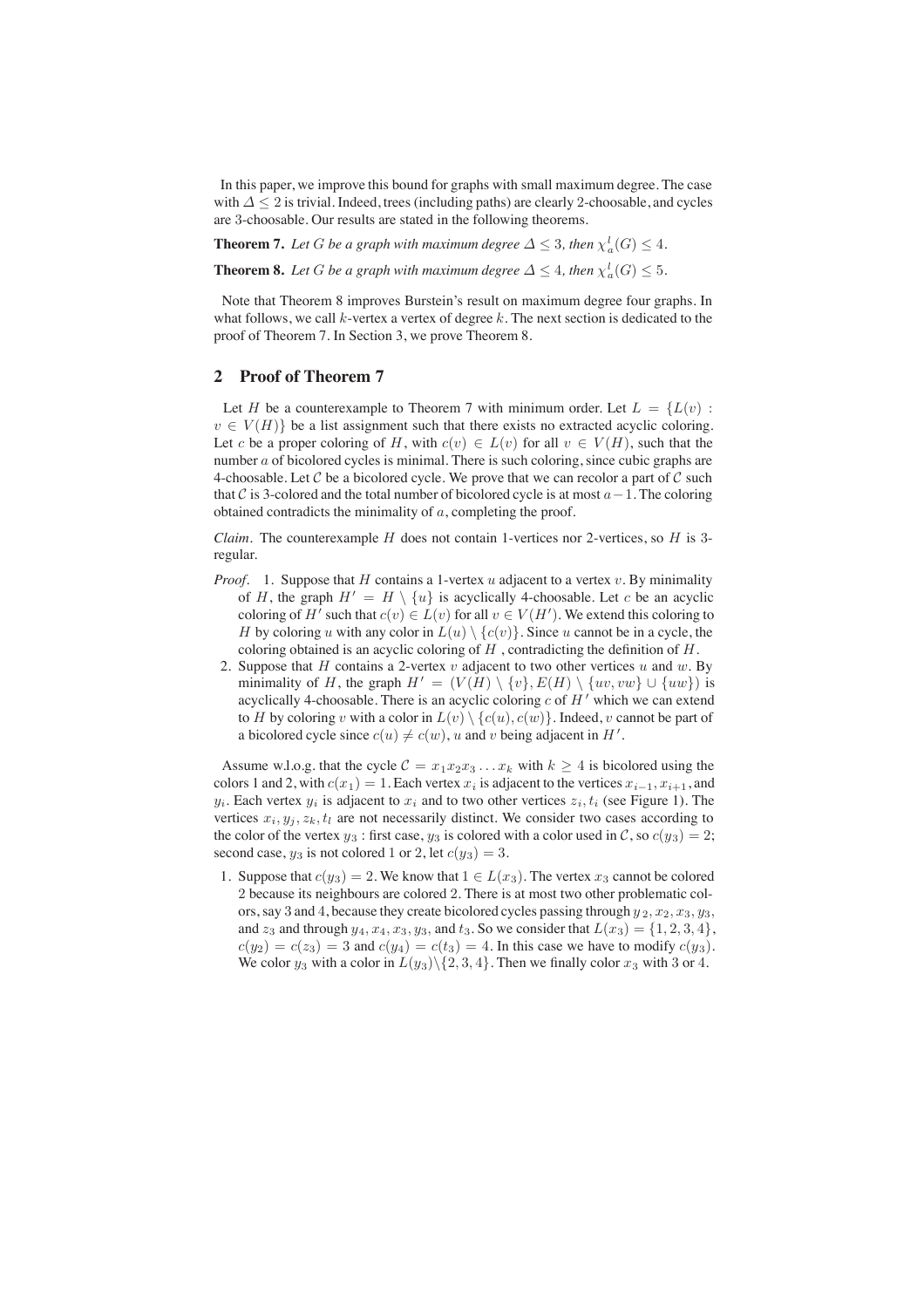In this paper, we improve this bound for graphs with small maximum degree. The case with $\Delta \leq 2$ is trivial. Indeed, trees (including paths) are clearly 2-choosable, and cycles are 3-choosable. Our results are stated in the following theorems.

**Theorem 7.** *Let $G$ be a graph with maximum degree $\Delta \leq 3$, then $\chi_a^l(G) \leq 4$.*

**Theorem 8.** *Let $G$ be a graph with maximum degree $\Delta \leq 4$, then $\chi_a^l(G) \leq 5$.*

Note that Theorem 8 improves Burstein's result on maximum degree four graphs. In what follows, we call $k$-vertex a vertex of degree $k$. The next section is dedicated to the proof of Theorem 7. In Section 3, we prove Theorem 8.

## 2 Proof of Theorem 7

Let $H$ be a counterexample to Theorem 7 with minimum order. Let $L = \{L(v) : v \in V(H)\}$ be a list assignment such that there exists no extracted acyclic coloring. Let $c$ be a proper coloring of $H$, with $c(v) \in L(v)$ for all $v \in V(H)$, such that the number $a$ of bicolored cycles is minimal. There is such coloring, since cubic graphs are 4-choosable. Let $\mathcal{C}$ be a bicolored cycle. We prove that we can recolor a part of $\mathcal{C}$ such that $\mathcal{C}$ is 3-colored and the total number of bicolored cycle is at most $a-1$. The coloring obtained contradicts the minimality of $a$, completing the proof.

*Claim.* The counterexample $H$ does not contain 1-vertices nor 2-vertices, so $H$ is 3-regular.

*Proof.*
1. Suppose that $H$ contains a 1-vertex $u$ adjacent to a vertex $v$. By minimality of $H$, the graph $H' = H \setminus \{u\}$ is acyclically 4-choosable. Let $c$ be an acyclic coloring of $H'$ such that $c(v) \in L(v)$ for all $v \in V(H')$. We extend this coloring to $H$ by coloring $u$ with any color in $L(u) \setminus \{c(v)\}$. Since $u$ cannot be in a cycle, the coloring obtained is an acyclic coloring of $H$ , contradicting the definition of $H$.
2. Suppose that $H$ contains a 2-vertex $v$ adjacent to two other vertices $u$ and $w$. By minimality of $H$, the graph $H' = (V(H) \setminus \{v\}, E(H) \setminus \{uv, vw\} \cup \{uw\})$ is acyclically 4-choosable. There is an acyclic coloring $c$ of $H'$ which we can extend to $H$ by coloring $v$ with a color in $L(v) \setminus \{c(u), c(w)\}$. Indeed, $v$ cannot be part of a bicolored cycle since $c(u) \neq c(w)$, $u$ and $v$ being adjacent in $H'$.

Assume w.l.o.g. that the cycle $\mathcal{C} = x_1x_2x_3 \ldots x_k$ with $k \geq 4$ is bicolored using the colors 1 and 2, with $c(x_1) = 1$. Each vertex $x_i$ is adjacent to the vertices $x_{i-1}, x_{i+1}$, and $y_i$. Each vertex $y_i$ is adjacent to $x_i$ and to two other vertices $z_i, t_i$ (see Figure 1). The vertices $x_i, y_j, z_k, t_l$ are not necessarily distinct. We consider two cases according to the color of the vertex $y_3$ : first case, $y_3$ is colored with a color used in $\mathcal{C}$, so $c(y_3) = 2$; second case, $y_3$ is not colored 1 or 2, let $c(y_3) = 3$.

1. Suppose that $c(y_3) = 2$. We know that $1 \in L(x_3)$. The vertex $x_3$ cannot be colored 2 because its neighbours are colored 2. There is at most two other problematic colors, say 3 and 4, because they create bicolored cycles passing through $y_2, x_2, x_3, y_3$, and $z_3$ and through $y_4, x_4, x_3, y_3$, and $t_3$. So we consider that $L(x_3) = \{1, 2, 3, 4\}$, $c(y_2) = c(z_3) = 3$ and $c(y_4) = c(t_3) = 4$. In this case we have to modify $c(y_3)$. We color $y_3$ with a color in $L(y_3) \setminus \{2, 3, 4\}$. Then we finally color $x_3$ with 3 or 4.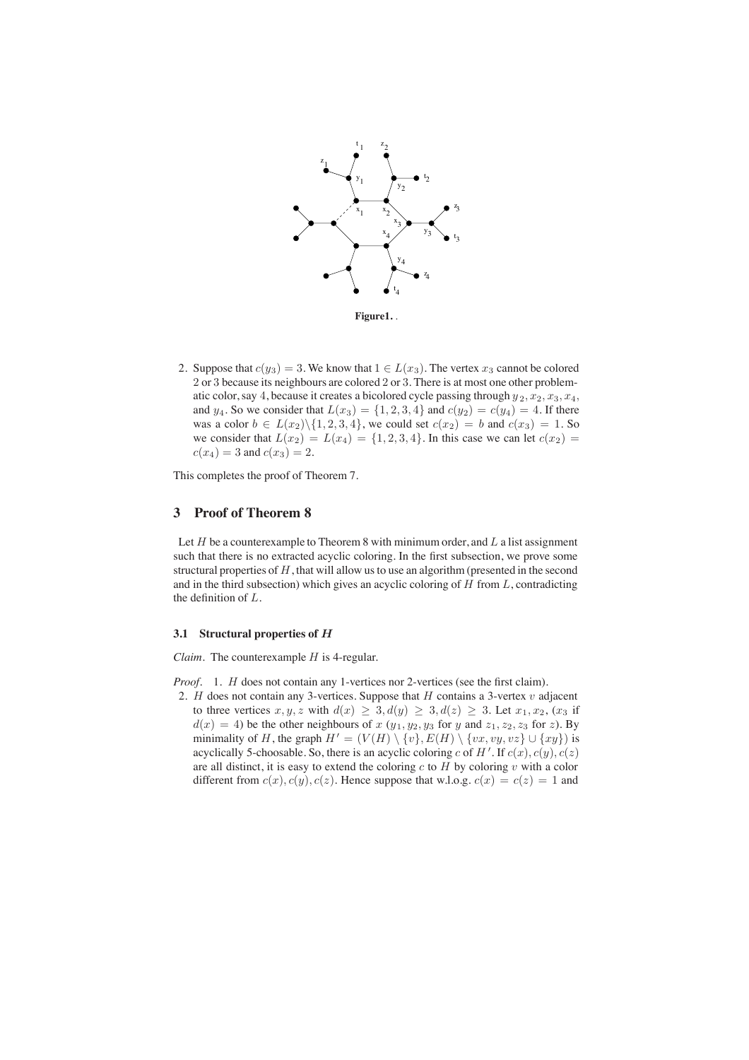**Figure1.** .

2. Suppose that $c(y_3) = 3$. We know that $1 \in L(x_3)$. The vertex $x_3$ cannot be colored 2 or 3 because its neighbours are colored 2 or 3. There is at most one other problematic color, say 4, because it creates a bicolored cycle passing through $y_2, x_2, x_3, x_4$, and $y_4$. So we consider that $L(x_3) = \{1, 2, 3, 4\}$ and $c(y_2) = c(y_4) = 4$. If there was a color $b \in L(x_2) \backslash \{1, 2, 3, 4\}$, we could set $c(x_2) = b$ and $c(x_3) = 1$. So we consider that $L(x_2) = L(x_4) = \{1, 2, 3, 4\}$. In this case we can let $c(x_2) = c(x_4) = 3$ and $c(x_3) = 2$.

This completes the proof of Theorem 7.

## 3 Proof of Theorem 8

Let $H$ be a counterexample to Theorem 8 with minimum order, and $L$ a list assignment such that there is no extracted acyclic coloring. In the first subsection, we prove some structural properties of $H$, that will allow us to use an algorithm (presented in the second and in the third subsection) which gives an acyclic coloring of $H$ from $L$, contradicting the definition of $L$.

### 3.1 Structural properties of $H$

*Claim.* The counterexample $H$ is 4-regular.

*Proof.* 1. $H$ does not contain any 1-vertices nor 2-vertices (see the first claim).

2. $H$ does not contain any 3-vertices. Suppose that $H$ contains a 3-vertex $v$ adjacent to three vertices $x, y, z$ with $d(x) \geq 3, d(y) \geq 3, d(z) \geq 3$. Let $x_1, x_2$, ($x_3$ if $d(x) = 4$) be the other neighbours of $x$ ($y_1, y_2, y_3$ for $y$ and $z_1, z_2, z_3$ for $z$). By minimality of $H$, the graph $H' = (V(H) \setminus \{v\}, E(H) \setminus \{vx, vy, vz\} \cup \{xy\})$ is acyclically 5-choosable. So, there is an acyclic coloring $c$ of $H'$. If $c(x), c(y), c(z)$ are all distinct, it is easy to extend the coloring $c$ to $H$ by coloring $v$ with a color different from $c(x), c(y), c(z)$. Hence suppose that w.l.o.g. $c(x) = c(z) = 1$ and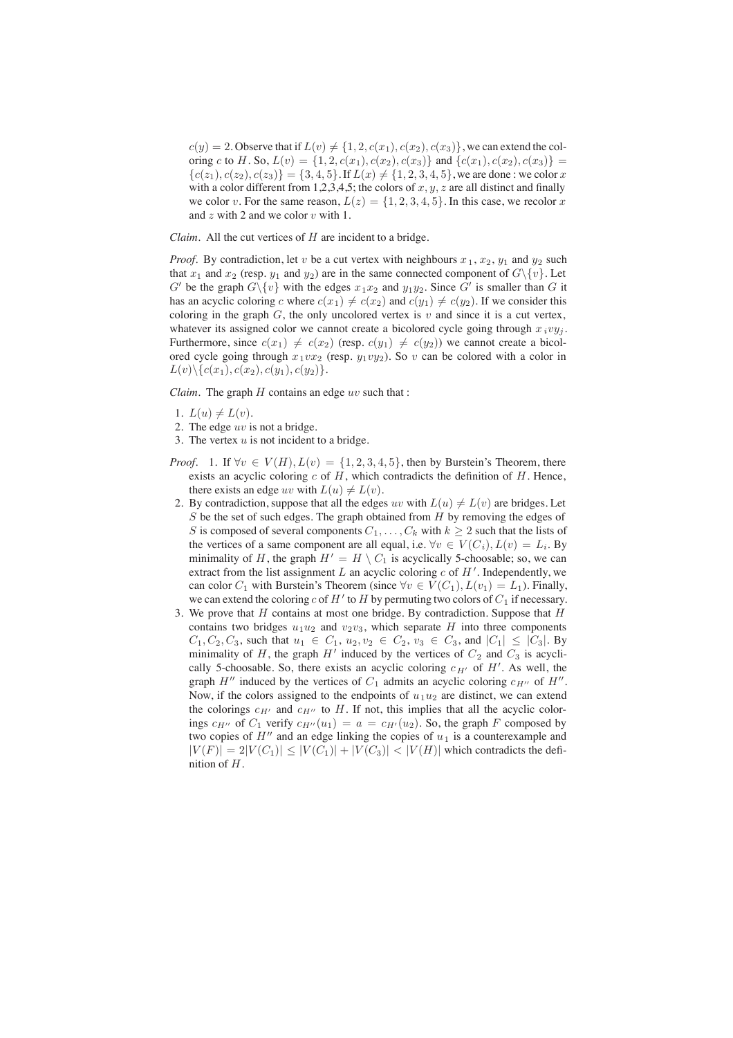$c(y) = 2$. Observe that if $L(v) \neq \{1, 2, c(x_1), c(x_2), c(x_3)\}$, we can extend the coloring $c$ to $H$. So, $L(v) = \{1, 2, c(x_1), c(x_2), c(x_3)\}$ and $\{c(x_1), c(x_2), c(x_3)\} = \{c(z_1), c(z_2), c(z_3)\} = \{3, 4, 5\}$. If $L(x) \neq \{1, 2, 3, 4, 5\}$, we are done : we color $x$ with a color different from 1,2,3,4,5; the colors of $x, y, z$ are all distinct and finally we color $v$. For the same reason, $L(z) = \{1, 2, 3, 4, 5\}$. In this case, we recolor $x$ and $z$ with 2 and we color $v$ with 1.

*Claim.* All the cut vertices of $H$ are incident to a bridge.

*Proof.* By contradiction, let $v$ be a cut vertex with neighbours $x_1$, $x_2$, $y_1$ and $y_2$ such that $x_1$ and $x_2$ (resp. $y_1$ and $y_2$) are in the same connected component of $G\backslash\{v\}$. Let $G'$ be the graph $G\backslash\{v\}$ with the edges $x_1x_2$ and $y_1y_2$. Since $G'$ is smaller than $G$ it has an acyclic coloring $c$ where $c(x_1) \neq c(x_2)$ and $c(y_1) \neq c(y_2)$. If we consider this coloring in the graph $G$, the only uncolored vertex is $v$ and since it is a cut vertex, whatever its assigned color we cannot create a bicolored cycle going through $x_ivy_j$. Furthermore, since $c(x_1) \neq c(x_2)$ (resp. $c(y_1) \neq c(y_2)$) we cannot create a bicolored cycle going through $x_1vx_2$ (resp. $y_1vy_2$). So $v$ can be colored with a color in $L(v)\backslash\{c(x_1), c(x_2), c(y_1), c(y_2)\}$.

*Claim.* The graph $H$ contains an edge $uv$ such that :

1. $L(u) \neq L(v)$.
2. The edge $uv$ is not a bridge.
3. The vertex $u$ is not incident to a bridge.

*Proof.*
1. If $\forall v \in V(H), L(v) = \{1, 2, 3, 4, 5\}$, then by Burstein's Theorem, there exists an acyclic coloring $c$ of $H$, which contradicts the definition of $H$. Hence, there exists an edge $uv$ with $L(u) \neq L(v)$.
2. By contradiction, suppose that all the edges $uv$ with $L(u) \neq L(v)$ are bridges. Let $S$ be the set of such edges. The graph obtained from $H$ by removing the edges of $S$ is composed of several components $C_1, \ldots, C_k$ with $k \geq 2$ such that the lists of the vertices of a same component are all equal, i.e. $\forall v \in V(C_i), L(v) = L_i$. By minimality of $H$, the graph $H' = H \setminus C_1$ is acyclically 5-choosable; so, we can extract from the list assignment $L$ an acyclic coloring $c$ of $H'$. Independently, we can color $C_1$ with Burstein's Theorem (since $\forall v \in V(C_1), L(v_1) = L_1$). Finally, we can extend the coloring $c$ of $H'$ to $H$ by permuting two colors of $C_1$ if necessary.
3. We prove that $H$ contains at most one bridge. By contradiction. Suppose that $H$ contains two bridges $u_1u_2$ and $v_2v_3$, which separate $H$ into three components $C_1, C_2, C_3$, such that $u_1 \in C_1$, $u_2, v_2 \in C_2$, $v_3 \in C_3$, and $|C_1| \leq |C_3|$. By minimality of $H$, the graph $H'$ induced by the vertices of $C_2$ and $C_3$ is acyclically 5-choosable. So, there exists an acyclic coloring $c_{H'}$ of $H'$. As well, the graph $H''$ induced by the vertices of $C_1$ admits an acyclic coloring $c_{H''}$ of $H''$. Now, if the colors assigned to the endpoints of $u_1u_2$ are distinct, we can extend the colorings $c_{H'}$ and $c_{H''}$ to $H$. If not, this implies that all the acyclic colorings $c_{H''}$ of $C_1$ verify $c_{H''}(u_1) = a = c_{H'}(u_2)$. So, the graph $F$ composed by two copies of $H''$ and an edge linking the copies of $u_1$ is a counterexample and $|V(F)| = 2|V(C_1)| \leq |V(C_1)| + |V(C_3)| < |V(H)|$ which contradicts the definition of $H$.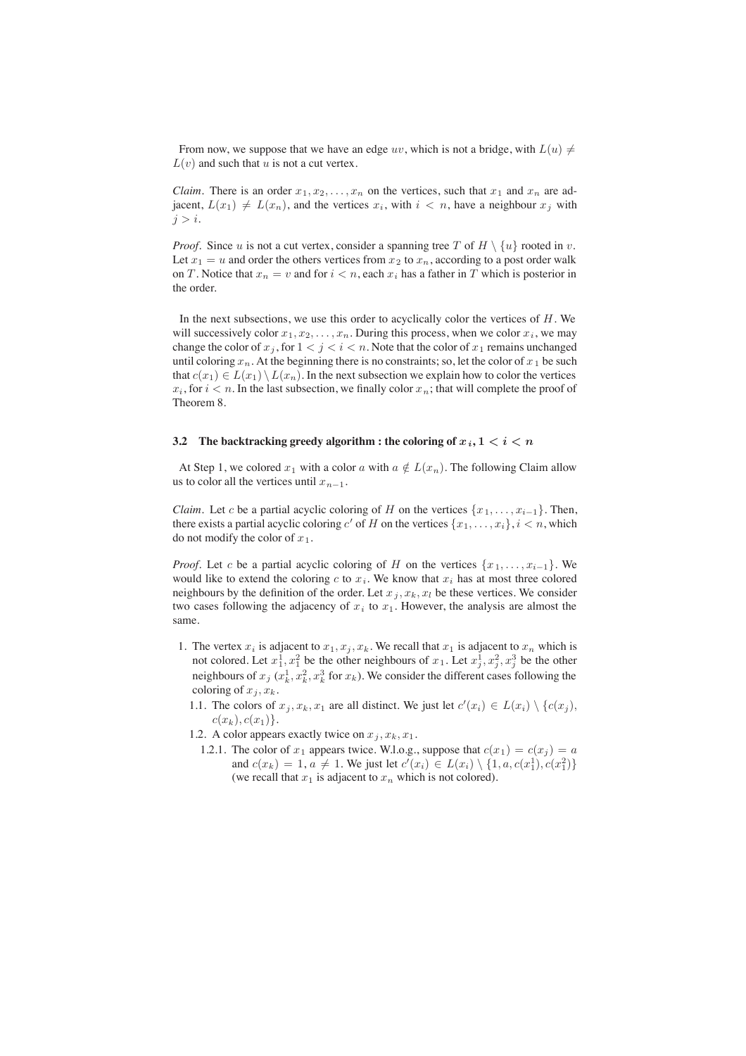From now, we suppose that we have an edge $uv$, which is not a bridge, with $L(u) \neq L(v)$ and such that $u$ is not a cut vertex.

*Claim.* There is an order $x_1, x_2, \ldots, x_n$ on the vertices, such that $x_1$ and $x_n$ are adjacent, $L(x_1) \neq L(x_n)$, and the vertices $x_i$, with $i < n$, have a neighbour $x_j$ with $j > i$.

*Proof.* Since $u$ is not a cut vertex, consider a spanning tree $T$ of $H \setminus \{u\}$ rooted in $v$. Let $x_1 = u$ and order the others vertices from $x_2$ to $x_n$, according to a post order walk on $T$. Notice that $x_n = v$ and for $i < n$, each $x_i$ has a father in $T$ which is posterior in the order.

In the next subsections, we use this order to acyclically color the vertices of $H$. We will successively color $x_1, x_2, \ldots, x_n$. During this process, when we color $x_i$, we may change the color of $x_j$, for $1 < j < i < n$. Note that the color of $x_1$ remains unchanged until coloring $x_n$. At the beginning there is no constraints; so, let the color of $x_1$ be such that $c(x_1) \in L(x_1) \setminus L(x_n)$. In the next subsection we explain how to color the vertices $x_i$, for $i < n$. In the last subsection, we finally color $x_n$; that will complete the proof of Theorem 8.

### 3.2 The backtracking greedy algorithm : the coloring of $x_i, 1 < i < n$

At Step 1, we colored $x_1$ with a color $a$ with $a \notin L(x_n)$. The following Claim allow us to color all the vertices until $x_{n-1}$.

*Claim.* Let $c$ be a partial acyclic coloring of $H$ on the vertices $\{x_1, \ldots, x_{i-1}\}$. Then, there exists a partial acyclic coloring $c'$ of $H$ on the vertices $\{x_1, \ldots, x_i\}, i < n$, which do not modify the color of $x_1$.

*Proof.* Let $c$ be a partial acyclic coloring of $H$ on the vertices $\{x_1, \ldots, x_{i-1}\}$. We would like to extend the coloring $c$ to $x_i$. We know that $x_i$ has at most three colored neighbours by the definition of the order. Let $x_j, x_k, x_l$ be these vertices. We consider two cases following the adjacency of $x_i$ to $x_1$. However, the analysis are almost the same.

1. The vertex $x_i$ is adjacent to $x_1, x_j, x_k$. We recall that $x_1$ is adjacent to $x_n$ which is not colored. Let $x_1^1, x_1^2$ be the other neighbours of $x_1$. Let $x_j^1, x_j^2, x_j^3$ be the other neighbours of $x_j$ ($x_k^1, x_k^2, x_k^3$ for $x_k$). We consider the different cases following the coloring of $x_j, x_k$.
   1.1. The colors of $x_j, x_k, x_1$ are all distinct. We just let $c'(x_i) \in L(x_i) \setminus \{c(x_j), c(x_k), c(x_1)\}$.
   1.2. A color appears exactly twice on $x_j, x_k, x_1$.
      1.2.1. The color of $x_1$ appears twice. W.l.o.g., suppose that $c(x_1) = c(x_j) = a$ and $c(x_k) = 1, a \neq 1$. We just let $c'(x_i) \in L(x_i) \setminus \{1, a, c(x_1^1), c(x_1^2)\}$ (we recall that $x_1$ is adjacent to $x_n$ which is not colored).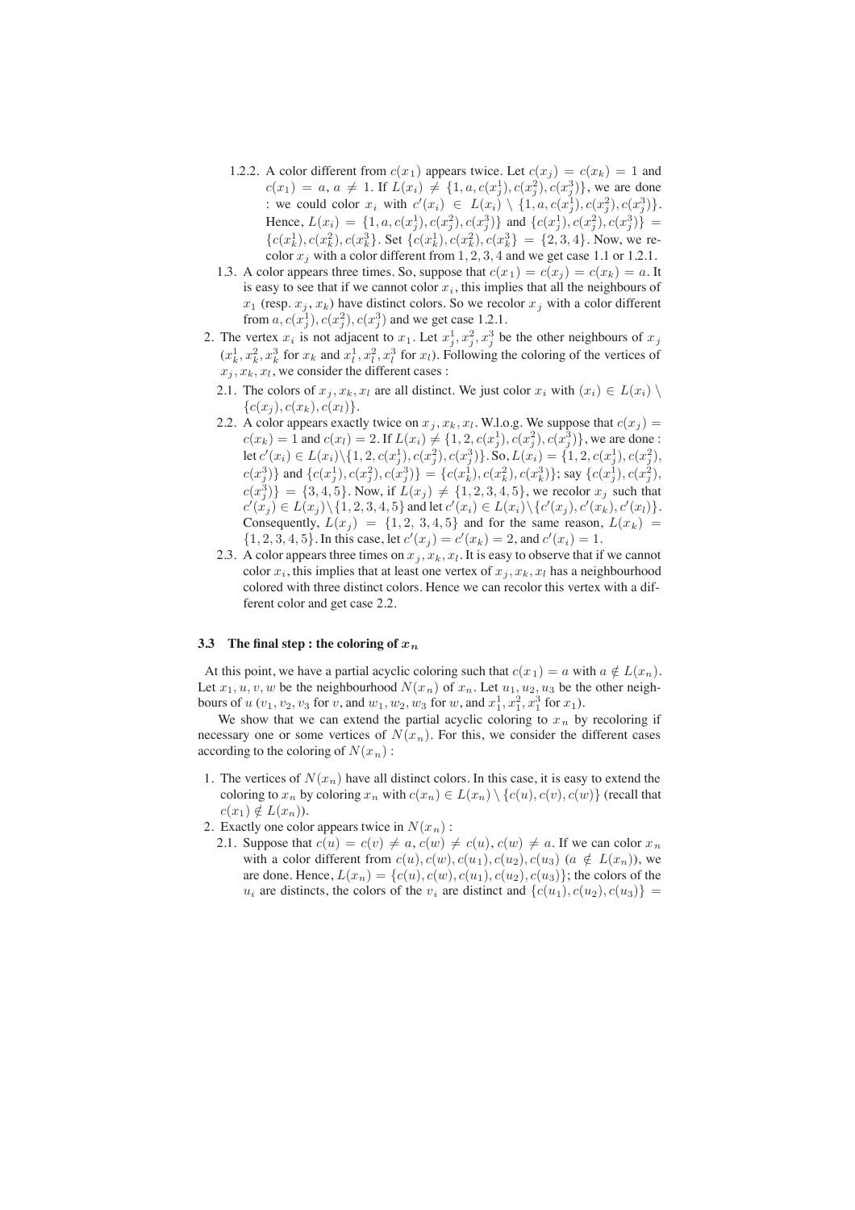1.2.2. A color different from $c(x_1)$ appears twice. Let $c(x_j) = c(x_k) = 1$ and $c(x_1) = a$, $a \neq 1$. If $L(x_i) \neq \{1, a, c(x_j^1), c(x_j^2), c(x_j^3)\}$, we are done : we could color $x_i$ with $c'(x_i) \in L(x_i) \setminus \{1, a, c(x_j^1), c(x_j^2), c(x_j^3)\}$. Hence, $L(x_i) = \{1, a, c(x_j^1), c(x_j^2), c(x_j^3)\}$ and $\{c(x_j^1), c(x_j^2), c(x_j^3)\} = \{c(x_k^1), c(x_k^2), c(x_k^3)\}$. Set $\{c(x_k^1), c(x_k^2), c(x_k^3)\} = \{2, 3, 4\}$. Now, we recolor $x_j$ with a color different from $1, 2, 3, 4$ and we get case 1.1 or 1.2.1.

1.3. A color appears three times. So, suppose that $c(x_1) = c(x_j) = c(x_k) = a$. It is easy to see that if we cannot color $x_i$, this implies that all the neighbours of $x_1$ (resp. $x_j$, $x_k$) have distinct colors. So we recolor $x_j$ with a color different from $a, c(x_j^1), c(x_j^2), c(x_j^3)$ and we get case 1.2.1.

2. The vertex $x_i$ is not adjacent to $x_1$. Let $x_j^1, x_j^2, x_j^3$ be the other neighbours of $x_j$ ($x_k^1, x_k^2, x_k^3$ for $x_k$ and $x_l^1, x_l^2, x_l^3$ for $x_l$). Following the coloring of the vertices of $x_j, x_k, x_l$, we consider the different cases :

2.1. The colors of $x_j, x_k, x_l$ are all distinct. We just color $x_i$ with $(x_i) \in L(x_i) \setminus \{c(x_j), c(x_k), c(x_l)\}$.

2.2. A color appears exactly twice on $x_j, x_k, x_l$. W.l.o.g. We suppose that $c(x_j) = c(x_k) = 1$ and $c(x_l) = 2$. If $L(x_i) \neq \{1, 2, c(x_j^1), c(x_j^2), c(x_j^3)\}$, we are done : let $c'(x_i) \in L(x_i) \setminus \{1, 2, c(x_j^1), c(x_j^2), c(x_j^3)\}$. So, $L(x_i) = \{1, 2, c(x_j^1), c(x_j^2), c(x_j^3)\}$ and $\{c(x_j^1), c(x_j^2), c(x_j^3)\} = \{c(x_k^1), c(x_k^2), c(x_k^3)\}$; say $\{c(x_j^1), c(x_j^2), c(x_j^3)\} = \{3, 4, 5\}$. Now, if $L(x_j) \neq \{1, 2, 3, 4, 5\}$, we recolor $x_j$ such that $c'(x_j) \in L(x_j) \setminus \{1, 2, 3, 4, 5\}$ and let $c'(x_i) \in L(x_i) \setminus \{c'(x_j), c'(x_k), c'(x_l)\}$. Consequently, $L(x_j) = \{1, 2, 3, 4, 5\}$ and for the same reason, $L(x_k) = \{1, 2, 3, 4, 5\}$. In this case, let $c'(x_j) = c'(x_k) = 2$, and $c'(x_i) = 1$.

2.3. A color appears three times on $x_j, x_k, x_l$. It is easy to observe that if we cannot color $x_i$, this implies that at least one vertex of $x_j, x_k, x_l$ has a neighbourhood colored with three distinct colors. Hence we can recolor this vertex with a different color and get case 2.2.

### 3.3 The final step : the coloring of $x_n$

At this point, we have a partial acyclic coloring such that $c(x_1) = a$ with $a \notin L(x_n)$. Let $x_1, u, v, w$ be the neighbourhood $N(x_n)$ of $x_n$. Let $u_1, u_2, u_3$ be the other neighbours of $u$ ($v_1, v_2, v_3$ for $v$, and $w_1, w_2, w_3$ for $w$, and $x_1^1, x_1^2, x_1^3$ for $x_1$).

We show that we can extend the partial acyclic coloring to $x_n$ by recoloring if necessary one or some vertices of $N(x_n)$. For this, we consider the different cases according to the coloring of $N(x_n)$ :

1. The vertices of $N(x_n)$ have all distinct colors. In this case, it is easy to extend the coloring to $x_n$ by coloring $x_n$ with $c(x_n) \in L(x_n) \setminus \{c(u), c(v), c(w)\}$ (recall that $c(x_1) \notin L(x_n)$).
2. Exactly one color appears twice in $N(x_n)$ :

   2.1. Suppose that $c(u) = c(v) \neq a$, $c(w) \neq c(u)$, $c(w) \neq a$. If we can color $x_n$ with a color different from $c(u), c(w), c(u_1), c(u_2), c(u_3)$ ($a \notin L(x_n)$), we are done. Hence, $L(x_n) = \{c(u), c(w), c(u_1), c(u_2), c(u_3)\}$; the colors of the $u_i$ are distincts, the colors of the $v_i$ are distinct and $\{c(u_1), c(u_2), c(u_3)\} =$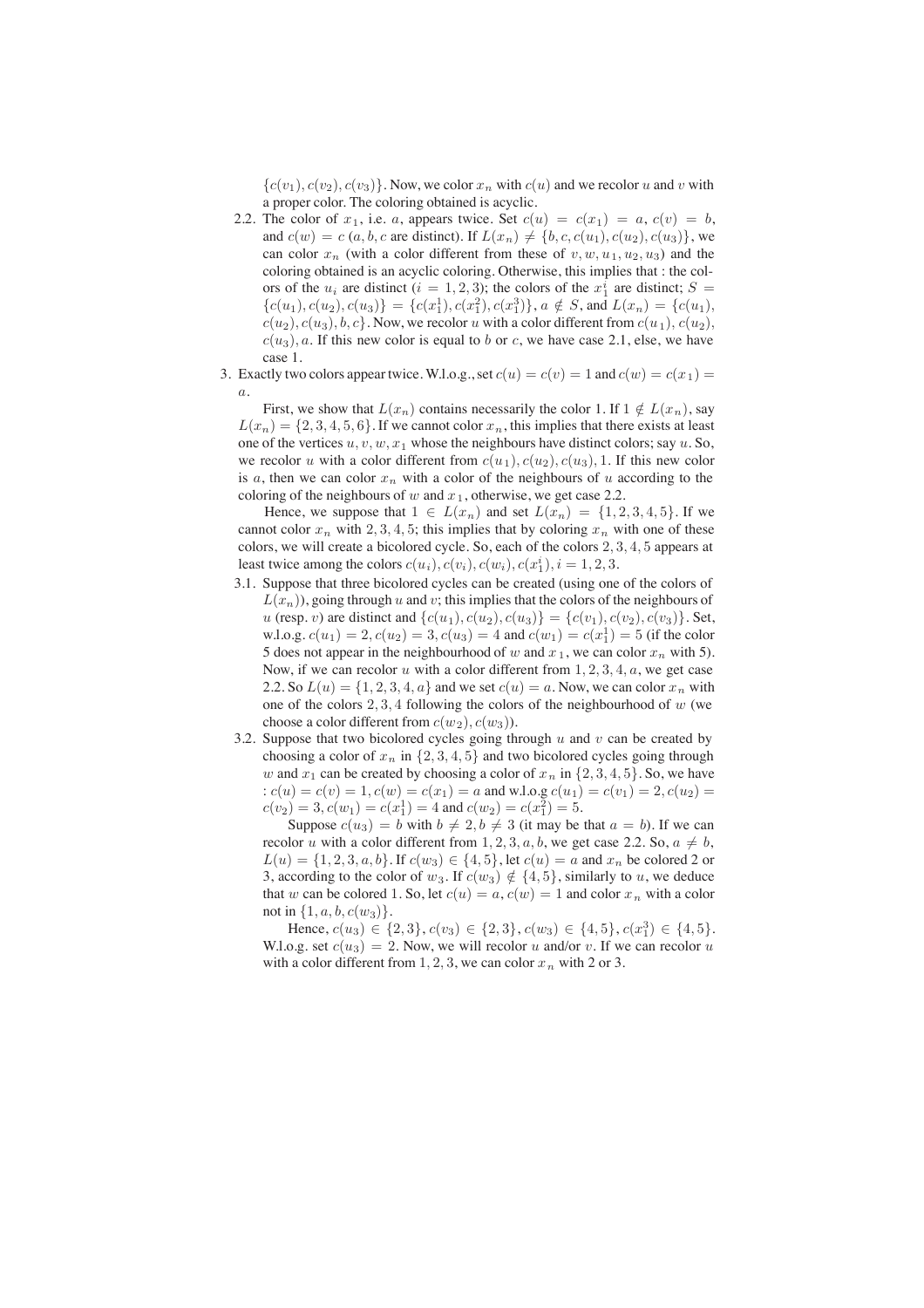$\{c(v_1), c(v_2), c(v_3)\}$. Now, we color $x_n$ with $c(u)$ and we recolor $u$ and $v$ with a proper color. The coloring obtained is acyclic.

2.2. The color of $x_1$, i.e. $a$, appears twice. Set $c(u) = c(x_1) = a$, $c(v) = b$, and $c(w) = c$ ($a, b, c$ are distinct). If $L(x_n) \neq \{b, c, c(u_1), c(u_2), c(u_3)\}$, we can color $x_n$ (with a color different from these of $v, w, u_1, u_2, u_3$) and the coloring obtained is an acyclic coloring. Otherwise, this implies that : the colors of the $u_i$ are distinct ($i = 1, 2, 3$); the colors of the $x_1^i$ are distinct; $S = \{c(u_1), c(u_2), c(u_3)\} = \{c(x_1^1), c(x_1^2), c(x_1^3)\}$, $a \notin S$, and $L(x_n) = \{c(u_1), c(u_2), c(u_3), b, c\}$. Now, we recolor $u$ with a color different from $c(u_1), c(u_2), c(u_3), a$. If this new color is equal to $b$ or $c$, we have case 2.1, else, we have case 1.

3. Exactly two colors appear twice. W.l.o.g., set $c(u) = c(v) = 1$ and $c(w) = c(x_1) = a$.

First, we show that $L(x_n)$ contains necessarily the color 1. If $1 \notin L(x_n)$, say $L(x_n) = \{2, 3, 4, 5, 6\}$. If we cannot color $x_n$, this implies that there exists at least one of the vertices $u, v, w, x_1$ whose the neighbours have distinct colors; say $u$. So, we recolor $u$ with a color different from $c(u_1), c(u_2), c(u_3), 1$. If this new color is $a$, then we can color $x_n$ with a color of the neighbours of $u$ according to the coloring of the neighbours of $w$ and $x_1$, otherwise, we get case 2.2.

Hence, we suppose that $1 \in L(x_n)$ and set $L(x_n) = \{1, 2, 3, 4, 5\}$. If we cannot color $x_n$ with $2, 3, 4, 5$; this implies that by coloring $x_n$ with one of these colors, we will create a bicolored cycle. So, each of the colors $2, 3, 4, 5$ appears at least twice among the colors $c(u_i), c(v_i), c(w_i), c(x_1^i), i = 1, 2, 3$.

3.1. Suppose that three bicolored cycles can be created (using one of the colors of $L(x_n)$), going through $u$ and $v$; this implies that the colors of the neighbours of $u$ (resp. $v$) are distinct and $\{c(u_1), c(u_2), c(u_3)\} = \{c(v_1), c(v_2), c(v_3)\}$. Set, w.l.o.g. $c(u_1) = 2, c(u_2) = 3, c(u_3) = 4$ and $c(w_1) = c(x_1^1) = 5$ (if the color 5 does not appear in the neighbourhood of $w$ and $x_1$, we can color $x_n$ with 5). Now, if we can recolor $u$ with a color different from $1, 2, 3, 4, a$, we get case 2.2. So $L(u) = \{1, 2, 3, 4, a\}$ and we set $c(u) = a$. Now, we can color $x_n$ with one of the colors $2, 3, 4$ following the colors of the neighbourhood of $w$ (we choose a color different from $c(w_2), c(w_3)$).

3.2. Suppose that two bicolored cycles going through $u$ and $v$ can be created by choosing a color of $x_n$ in $\{2, 3, 4, 5\}$ and two bicolored cycles going through $w$ and $x_1$ can be created by choosing a color of $x_n$ in $\{2, 3, 4, 5\}$. So, we have : $c(u) = c(v) = 1, c(w) = c(x_1) = a$ and w.l.o.g $c(u_1) = c(v_1) = 2, c(u_2) = c(v_2) = 3, c(w_1) = c(x_1^1) = 4$ and $c(w_2) = c(x_1^2) = 5$.

Suppose $c(u_3) = b$ with $b \neq 2, b \neq 3$ (it may be that $a = b$). If we can recolor $u$ with a color different from $1, 2, 3, a, b$, we get case 2.2. So, $a \neq b$, $L(u) = \{1, 2, 3, a, b\}$. If $c(w_3) \in \{4, 5\}$, let $c(u) = a$ and $x_n$ be colored 2 or 3, according to the color of $w_3$. If $c(w_3) \notin \{4, 5\}$, similarly to $u$, we deduce that $w$ can be colored 1. So, let $c(u) = a, c(w) = 1$ and color $x_n$ with a color not in $\{1, a, b, c(w_3)\}$.

Hence, $c(u_3) \in \{2, 3\}, c(v_3) \in \{2, 3\}, c(w_3) \in \{4, 5\}, c(x_1^3) \in \{4, 5\}$. W.l.o.g. set $c(u_3) = 2$. Now, we will recolor $u$ and/or $v$. If we can recolor $u$ with a color different from $1, 2, 3$, we can color $x_n$ with 2 or 3.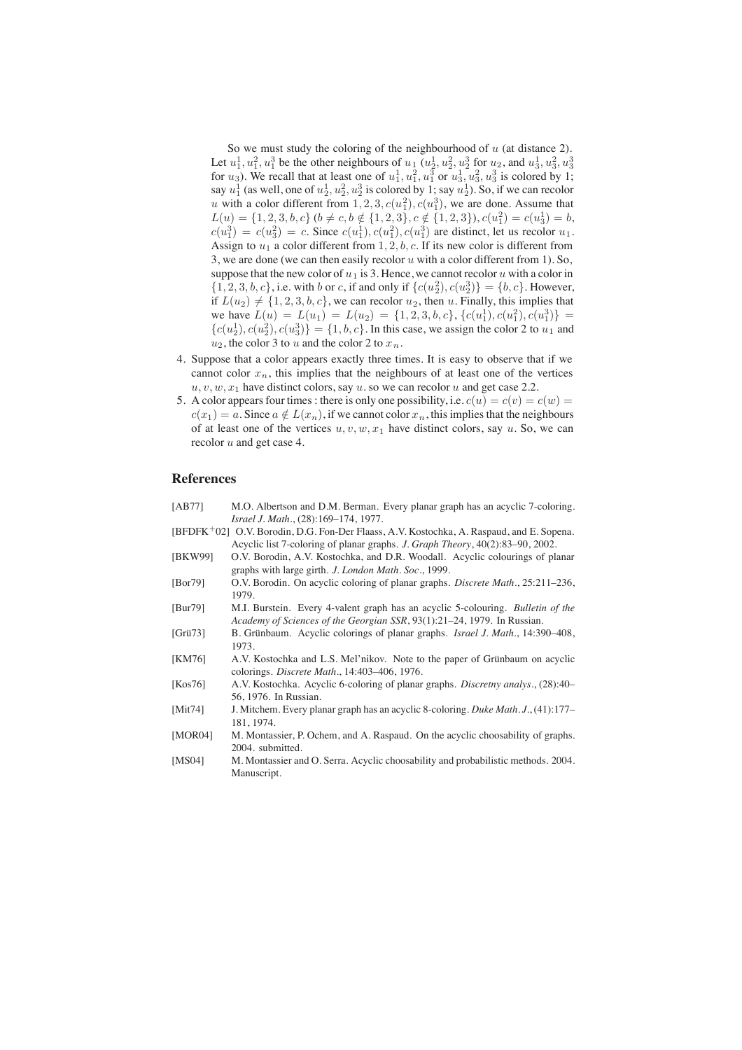So we must study the coloring of the neighbourhood of $u$ (at distance 2). Let $u_1^1, u_1^2, u_1^3$ be the other neighbours of $u_1$ ($u_2^1, u_2^2, u_2^3$ for $u_2$, and $u_3^1, u_3^2, u_3^3$ for $u_3$). We recall that at least one of $u_1^1, u_1^2, u_1^3$ or $u_3^1, u_3^2, u_3^3$ is colored by 1; say $u_1^1$ (as well, one of $u_2^1, u_2^2, u_2^3$ is colored by 1; say $u_2^1$). So, if we can recolor $u$ with a color different from $1, 2, 3, c(u_1^2), c(u_1^3)$, we are done. Assume that $L(u) = \{1, 2, 3, b, c\}$ ($b \neq c, b \notin \{1, 2, 3\}, c \notin \{1, 2, 3\}$), $c(u_1^2) = c(u_3^1) = b$, $c(u_1^3) = c(u_3^2) = c$. Since $c(u_1^1), c(u_1^2), c(u_1^3)$ are distinct, let us recolor $u_1$. Assign to $u_1$ a color different from $1, 2, b, c$. If its new color is different from 3, we are done (we can then easily recolor $u$ with a color different from 1). So, suppose that the new color of $u_1$ is 3. Hence, we cannot recolor $u$ with a color in $\{1, 2, 3, b, c\}$, i.e. with $b$ or $c$, if and only if $\{c(u_2^2), c(u_2^3)\} = \{b, c\}$. However, if $L(u_2) \neq \{1, 2, 3, b, c\}$, we can recolor $u_2$, then $u$. Finally, this implies that we have $L(u) = L(u_1) = L(u_2) = \{1, 2, 3, b, c\}$, $\{c(u_1^1), c(u_1^2), c(u_1^3)\} = \{c(u_2^1), c(u_2^2), c(u_2^3)\} = \{1, b, c\}$. In this case, we assign the color 2 to $u_1$ and $u_2$, the color 3 to $u$ and the color 2 to $x_n$.

4. Suppose that a color appears exactly three times. It is easy to observe that if we cannot color $x_n$, this implies that the neighbours of at least one of the vertices $u, v, w, x_1$ have distinct colors, say $u$. so we can recolor $u$ and get case 2.2.
5. A color appears four times : there is only one possibility, i.e. $c(u) = c(v) = c(w) = c(x_1) = a$. Since $a \notin L(x_n)$, if we cannot color $x_n$, this implies that the neighbours of at least one of the vertices $u, v, w, x_1$ have distinct colors, say $u$. So, we can recolor $u$ and get case 4.

## References

[AB77] M.O. Albertson and D.M. Berman. Every planar graph has an acyclic 7-coloring. *Israel J. Math.*, (28):169–174, 1977.

[BFDFK+02] O.V. Borodin, D.G. Fon-Der Flaass, A.V. Kostochka, A. Raspaud, and E. Sopena. Acyclic list 7-coloring of planar graphs. *J. Graph Theory*, 40(2):83–90, 2002.

[BKW99] O.V. Borodin, A.V. Kostochka, and D.R. Woodall. Acyclic colourings of planar graphs with large girth. *J. London Math. Soc.*, 1999.

[Bor79] O.V. Borodin. On acyclic coloring of planar graphs. *Discrete Math.*, 25:211–236, 1979.

[Bur79] M.I. Burstein. Every 4-valent graph has an acyclic 5-colouring. *Bulletin of the Academy of Sciences of the Georgian SSR*, 93(1):21–24, 1979. In Russian.

[Grü73] B. Grünbaum. Acyclic colorings of planar graphs. *Israel J. Math.*, 14:390–408, 1973.

[KM76] A.V. Kostochka and L.S. Mel'nikov. Note to the paper of Grünbaum on acyclic colorings. *Discrete Math.*, 14:403–406, 1976.

[Kos76] A.V. Kostochka. Acyclic 6-coloring of planar graphs. *Discretny analys.*, (28):40–56, 1976. In Russian.

[Mit74] J. Mitchem. Every planar graph has an acyclic 8-coloring. *Duke Math. J.*, (41):177–181, 1974.

[MOR04] M. Montassier, P. Ochem, and A. Raspaud. On the acyclic choosability of graphs. 2004. submitted.

[MS04] M. Montassier and O. Serra. Acyclic choosability and probabilistic methods. 2004. Manuscript.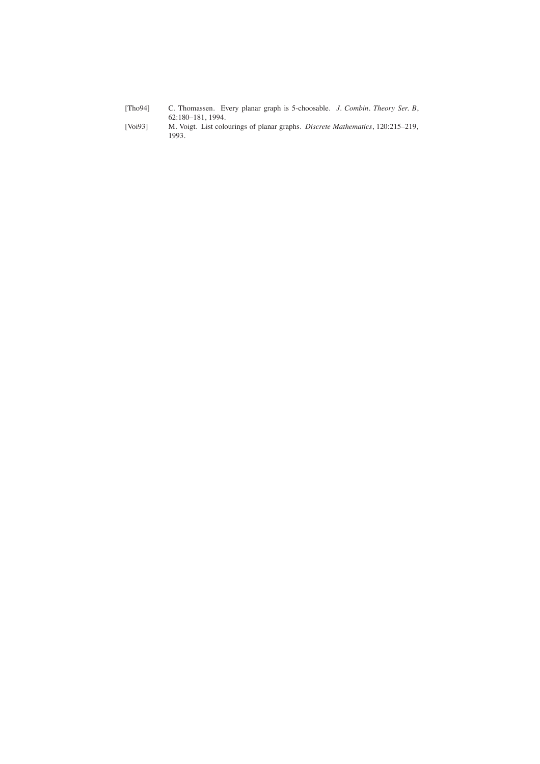[Tho94] C. Thomassen. Every planar graph is 5-choosable. *J. Combin. Theory Ser. B*, 62:180–181, 1994.

[Voi93] M. Voigt. List colourings of planar graphs. *Discrete Mathematics*, 120:215–219, 1993.